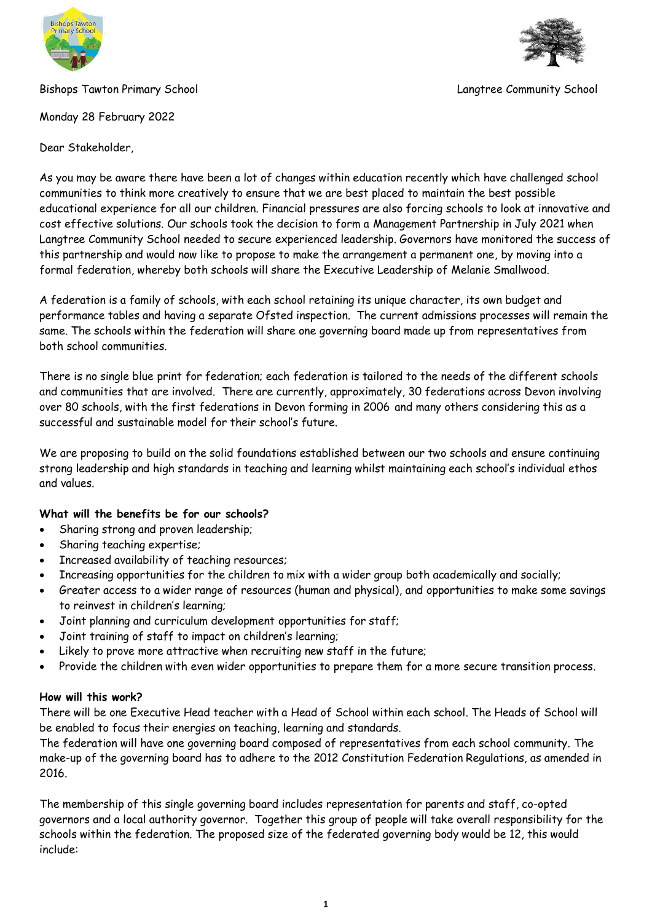Bishops Tawton Primary School

Langtree Community School

Monday 28 February 2022

Dear Stakeholder,

As you may be aware there have been a lot of changes within education recently which have challenged school communities to think more creatively to ensure that we are best placed to maintain the best possible educational experience for all our children. Financial pressures are also forcing schools to look at innovative and cost effective solutions. Our schools took the decision to form a Management Partnership in July 2021 when Langtree Community School needed to secure experienced leadership. Governors have monitored the success of this partnership and would now like to propose to make the arrangement a permanent one, by moving into a formal federation, whereby both schools will share the Executive Leadership of Melanie Smallwood.

A federation is a family of schools, with each school retaining its unique character, its own budget and performance tables and having a separate Ofsted inspection. The current admissions processes will remain the same. The schools within the federation will share one governing board made up from representatives from both school communities.

There is no single blue print for federation; each federation is tailored to the needs of the different schools and communities that are involved. There are currently, approximately, 30 federations across Devon involving over 80 schools, with the first federations in Devon forming in 2006 and many others considering this as a successful and sustainable model for their school's future.

We are proposing to build on the solid foundations established between our two schools and ensure continuing strong leadership and high standards in teaching and learning whilst maintaining each school's individual ethos and values.

**What will the benefits be for our schools?**

- Sharing strong and proven leadership;
- Sharing teaching expertise;
- Increased availability of teaching resources;
- Increasing opportunities for the children to mix with a wider group both academically and socially;
- Greater access to a wider range of resources (human and physical), and opportunities to make some savings to reinvest in children's learning;
- Joint planning and curriculum development opportunities for staff;
- Joint training of staff to impact on children's learning;
- Likely to prove more attractive when recruiting new staff in the future;
- Provide the children with even wider opportunities to prepare them for a more secure transition process.

**How will this work?**

There will be one Executive Head teacher with a Head of School within each school. The Heads of School will be enabled to focus their energies on teaching, learning and standards.
The federation will have one governing board composed of representatives from each school community. The make-up of the governing board has to adhere to the 2012 Constitution Federation Regulations, as amended in 2016.

The membership of this single governing board includes representation for parents and staff, co-opted governors and a local authority governor. Together this group of people will take overall responsibility for the schools within the federation. The proposed size of the federated governing body would be 12, this would include: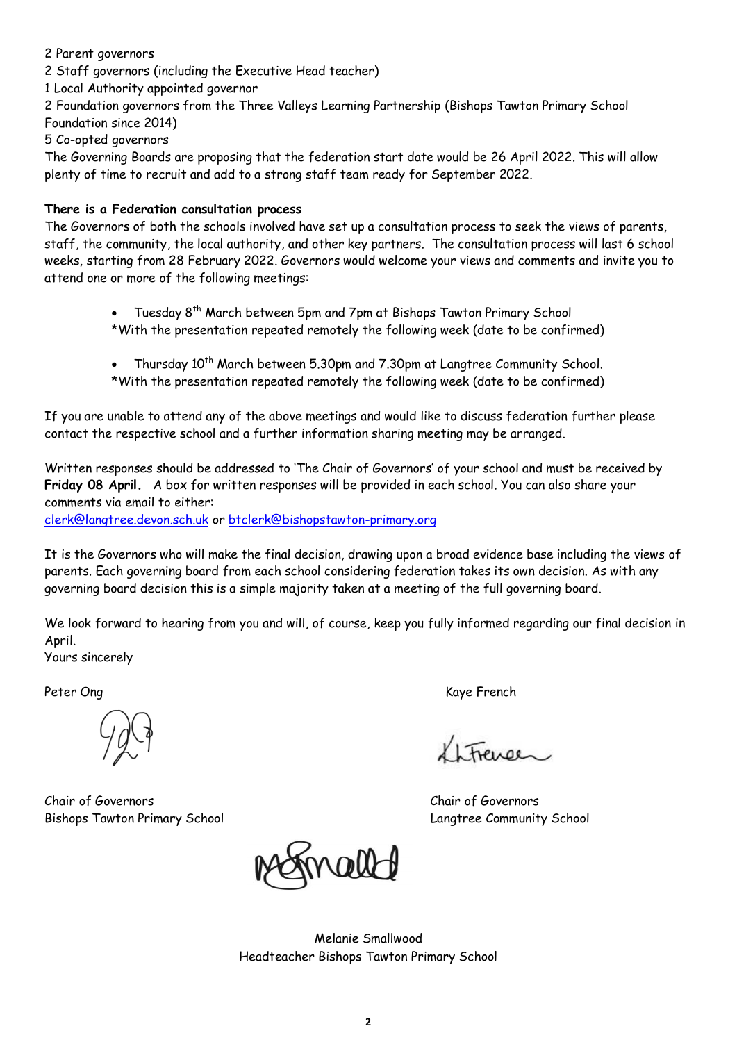2 Parent governors
2 Staff governors (including the Executive Head teacher)
1 Local Authority appointed governor
2 Foundation governors from the Three Valleys Learning Partnership (Bishops Tawton Primary School Foundation since 2014)
5 Co-opted governors

The Governing Boards are proposing that the federation start date would be 26 April 2022. This will allow plenty of time to recruit and add to a strong staff team ready for September 2022.

**There is a Federation consultation process**

The Governors of both the schools involved have set up a consultation process to seek the views of parents, staff, the community, the local authority, and other key partners. The consultation process will last 6 school weeks, starting from 28 February 2022. Governors would welcome your views and comments and invite you to attend one or more of the following meetings:

- Tuesday 8th March between 5pm and 7pm at Bishops Tawton Primary School

*With the presentation repeated remotely the following week (date to be confirmed)

- Thursday 10th March between 5.30pm and 7.30pm at Langtree Community School.

*With the presentation repeated remotely the following week (date to be confirmed)

If you are unable to attend any of the above meetings and would like to discuss federation further please contact the respective school and a further information sharing meeting may be arranged.

Written responses should be addressed to 'The Chair of Governors' of your school and must be received by **Friday 08 April.** A box for written responses will be provided in each school. You can also share your comments via email to either:
clerk@langtree.devon.sch.uk or btclerk@bishopstawton-primary.org

It is the Governors who will make the final decision, drawing upon a broad evidence base including the views of parents. Each governing board from each school considering federation takes its own decision. As with any governing board decision this is a simple majority taken at a meeting of the full governing board.

We look forward to hearing from you and will, of course, keep you fully informed regarding our final decision in April.

Yours sincerely

Peter Ong
Chair of Governors
Bishops Tawton Primary School

Kaye French
Chair of Governors
Langtree Community School

Melanie Smallwood
Headteacher Bishops Tawton Primary School